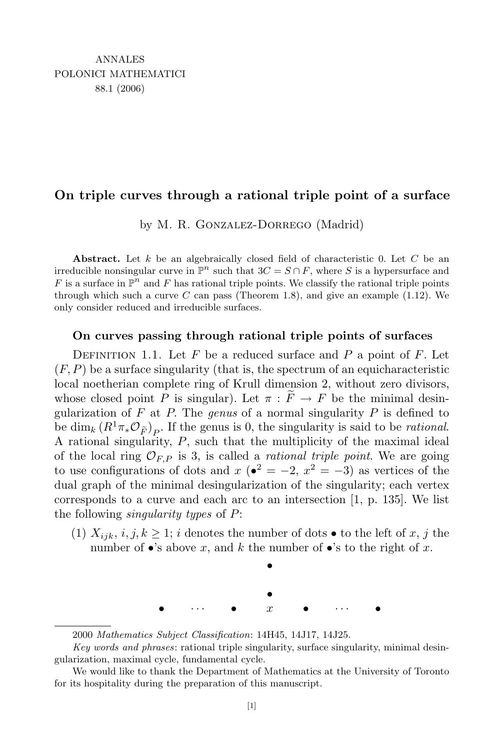ANNALES
POLONICI MATHEMATICI
88.1 (2006)

# On triple curves through a rational triple point of a surface

by M. R. Gonzalez-Dorrego (Madrid)

**Abstract.** Let $k$ be an algebraically closed field of characteristic 0. Let $C$ be an irreducible nonsingular curve in $\mathbb{P}^n$ such that $3C = S \cap F$, where $S$ is a hypersurface and $F$ is a surface in $\mathbb{P}^n$ and $F$ has rational triple points. We classify the rational triple points through which such a curve $C$ can pass (Theorem 1.8), and give an example (1.12). We only consider reduced and irreducible surfaces.

## On curves passing through rational triple points of surfaces

Definition 1.1. Let $F$ be a reduced surface and $P$ a point of $F$. Let $(F, P)$ be a surface singularity (that is, the spectrum of an equicharacteristic local noetherian complete ring of Krull dimension 2, without zero divisors, whose closed point $P$ is singular). Let $\pi : \widetilde{F} \to F$ be the minimal desingularization of $F$ at $P$. The *genus* of a normal singularity $P$ is defined to be $\dim_k (R^1\pi_*\mathcal{O}_{\widetilde{F}})_P$. If the genus is 0, the singularity is said to be *rational*. A rational singularity, $P$, such that the multiplicity of the maximal ideal of the local ring $\mathcal{O}_{F,P}$ is 3, is called a *rational triple point*. We are going to use configurations of dots and $x$ ($\bullet^2 = -2$, $x^2 = -3$) as vertices of the dual graph of the minimal desingularization of the singularity; each vertex corresponds to a curve and each arc to an intersection [1, p. 135]. We list the following *singularity types* of $P$:

(1) $X_{ijk}$, $i, j, k \geq 1$; $i$ denotes the number of dots $\bullet$ to the left of $x$, $j$ the number of $\bullet$'s above $x$, and $k$ the number of $\bullet$'s to the right of $x$.

```
                    •

                    •
    •   ···   •     x     •   ···   •
```

2000 *Mathematics Subject Classification*: 14H45, 14J17, 14J25.

*Key words and phrases*: rational triple singularity, surface singularity, minimal desingularization, maximal cycle, fundamental cycle.

We would like to thank the Department of Mathematics at the University of Toronto for its hospitality during the preparation of this manuscript.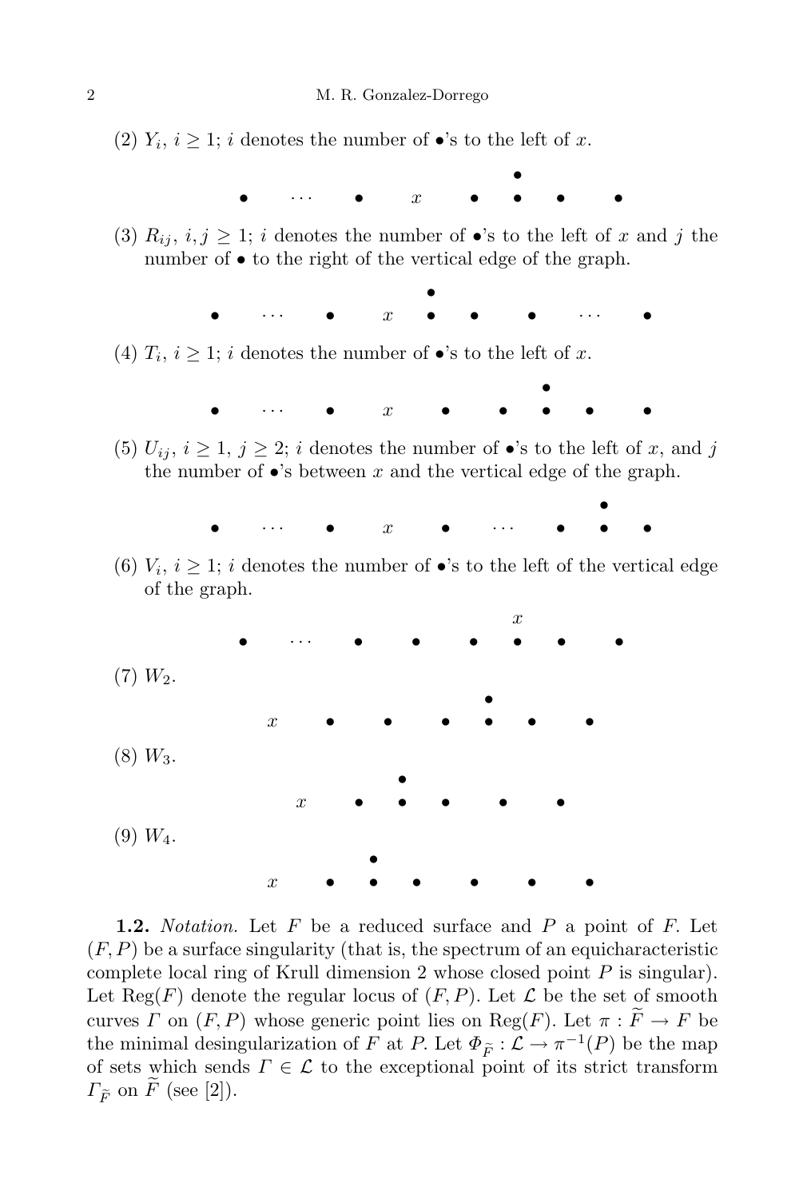(2) $Y_i$, $i \geq 1$; $i$ denotes the number of $\bullet$'s to the left of $x$.

```
                                  •
•     ···     •     x     •     •     •     •
```

(3) $R_{ij}$, $i, j \geq 1$; $i$ denotes the number of $\bullet$'s to the left of $x$ and $j$ the number of $\bullet$ to the right of the vertical edge of the graph.

```
                            •
•     ···     •     x     •     •     •     ···     •
```

(4) $T_i$, $i \geq 1$; $i$ denotes the number of $\bullet$'s to the left of $x$.

```
                                        •
•     ···     •     x     •     •     •     •     •
```

(5) $U_{ij}$, $i \geq 1$, $j \geq 2$; $i$ denotes the number of $\bullet$'s to the left of $x$, and $j$ the number of $\bullet$'s between $x$ and the vertical edge of the graph.

```
                                                •
•     ···     •     x     •     ···     •     •     •
```

(6) $V_i$, $i \geq 1$; $i$ denotes the number of $\bullet$'s to the left of the vertical edge of the graph.

```
                                        x
•     ···     •     •     •     •     •     •
```

(7) $W_2$.

```
                                •
x     •     •     •     •     •     •
```

(8) $W_3$.

```
                •
x     •     •     •     •     •
```

(9) $W_4$.

```
            •
x     •     •     •     •     •     •
```

**1.2.** *Notation.* Let $F$ be a reduced surface and $P$ a point of $F$. Let $(F, P)$ be a surface singularity (that is, the spectrum of an equicharacteristic complete local ring of Krull dimension 2 whose closed point $P$ is singular). Let $\mathrm{Reg}(F)$ denote the regular locus of $(F, P)$. Let $\mathcal{L}$ be the set of smooth curves $\Gamma$ on $(F, P)$ whose generic point lies on $\mathrm{Reg}(F)$. Let $\pi : \widetilde{F} \to F$ be the minimal desingularization of $F$ at $P$. Let $\Phi_{\widetilde{F}} : \mathcal{L} \to \pi^{-1}(P)$ be the map of sets which sends $\Gamma \in \mathcal{L}$ to the exceptional point of its strict transform $\Gamma_{\widetilde{F}}$ on $\widetilde{F}$ (see [2]).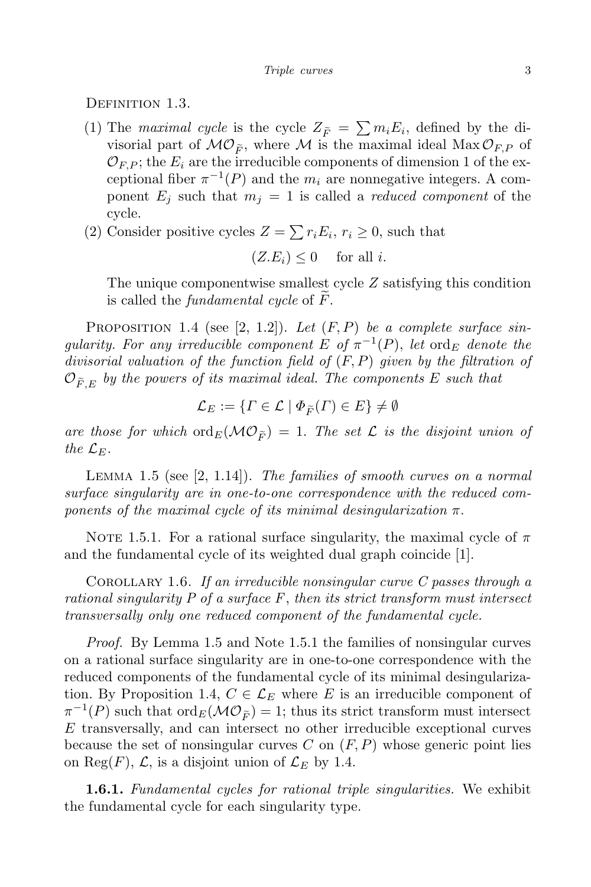Definition 1.3.

(1) The *maximal cycle* is the cycle $Z_{\widetilde{F}} = \sum m_i E_i$, defined by the divisorial part of $\mathcal{M}\mathcal{O}_{\widetilde{F}}$, where $\mathcal{M}$ is the maximal ideal $\operatorname{Max}\mathcal{O}_{F,P}$ of $\mathcal{O}_{F,P}$; the $E_i$ are the irreducible components of dimension 1 of the exceptional fiber $\pi^{-1}(P)$ and the $m_i$ are nonnegative integers. A component $E_j$ such that $m_j = 1$ is called a *reduced component* of the cycle.
(2) Consider positive cycles $Z = \sum r_i E_i$, $r_i \geq 0$, such that

$$(Z.E_i) \leq 0 \quad \text{for all } i.$$

The unique componentwise smallest cycle $Z$ satisfying this condition is called the *fundamental cycle* of $\widetilde{F}$.

Proposition 1.4 (see [2, 1.2]). *Let $(F, P)$ be a complete surface singularity. For any irreducible component $E$ of $\pi^{-1}(P)$, let $\operatorname{ord}_E$ denote the divisorial valuation of the function field of $(F, P)$ given by the filtration of $\mathcal{O}_{\widetilde{F},E}$ by the powers of its maximal ideal. The components $E$ such that*

$$\mathcal{L}_E := \{\Gamma \in \mathcal{L} \mid \Phi_{\widetilde{F}}(\Gamma) \in E\} \neq \emptyset$$

*are those for which $\operatorname{ord}_E(\mathcal{M}\mathcal{O}_{\widetilde{F}}) = 1$. The set $\mathcal{L}$ is the disjoint union of the $\mathcal{L}_E$.*

Lemma 1.5 (see [2, 1.14]). *The families of smooth curves on a normal surface singularity are in one-to-one correspondence with the reduced components of the maximal cycle of its minimal desingularization $\pi$.*

Note 1.5.1. For a rational surface singularity, the maximal cycle of $\pi$ and the fundamental cycle of its weighted dual graph coincide [1].

Corollary 1.6. *If an irreducible nonsingular curve $C$ passes through a rational singularity $P$ of a surface $F$, then its strict transform must intersect transversally only one reduced component of the fundamental cycle.*

*Proof.* By Lemma 1.5 and Note 1.5.1 the families of nonsingular curves on a rational surface singularity are in one-to-one correspondence with the reduced components of the fundamental cycle of its minimal desingularization. By Proposition 1.4, $C \in \mathcal{L}_E$ where $E$ is an irreducible component of $\pi^{-1}(P)$ such that $\operatorname{ord}_E(\mathcal{M}\mathcal{O}_{\widetilde{F}}) = 1$; thus its strict transform must intersect $E$ transversally, and can intersect no other irreducible exceptional curves because the set of nonsingular curves $C$ on $(F, P)$ whose generic point lies on $\operatorname{Reg}(F)$, $\mathcal{L}$, is a disjoint union of $\mathcal{L}_E$ by 1.4.

**1.6.1.** *Fundamental cycles for rational triple singularities.* We exhibit the fundamental cycle for each singularity type.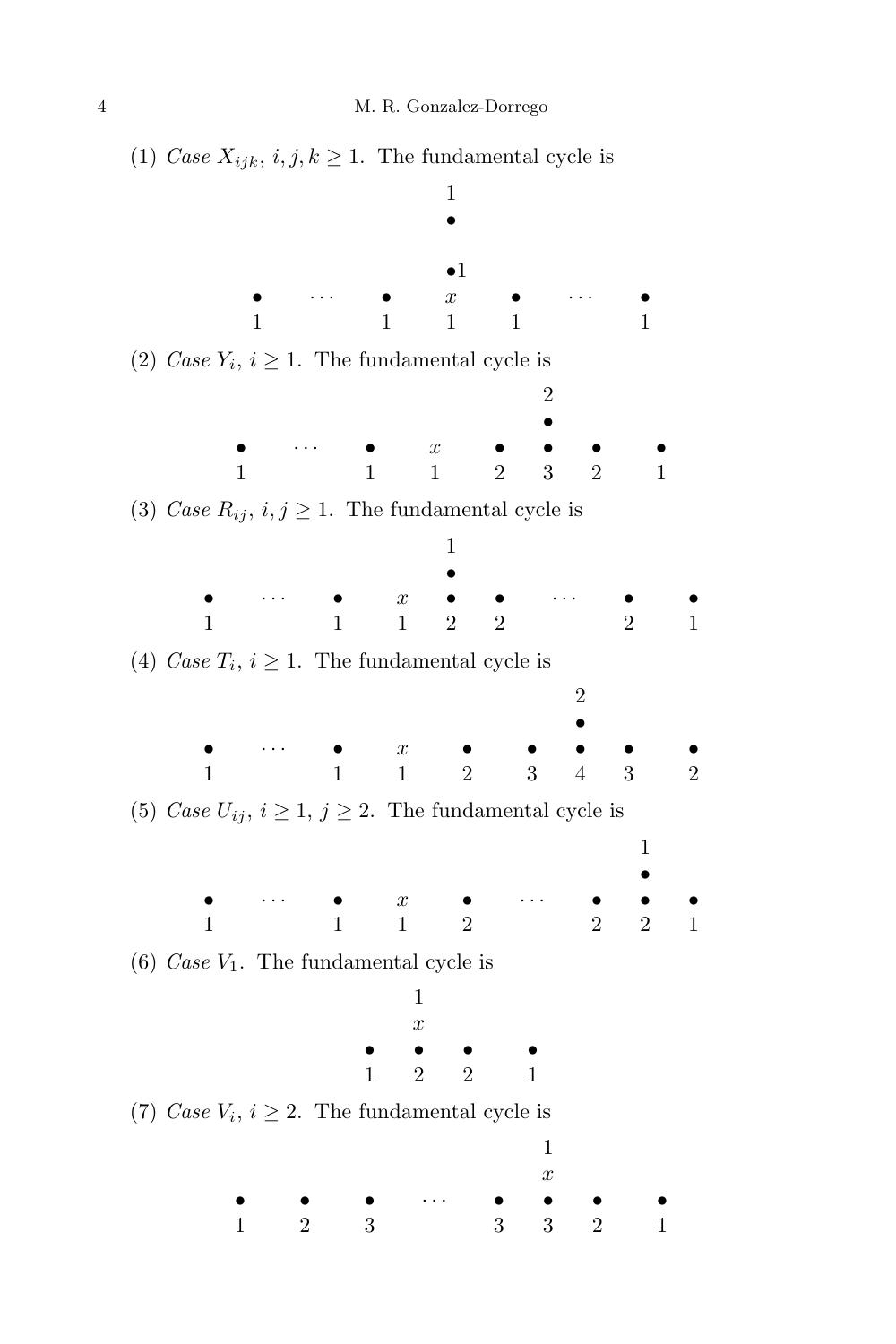(1) *Case* $X_{ijk}$, $i, j, k \geq 1$. The fundamental cycle is

```
                    1
                    •

                    •1
•    ···    •       x       •    ···    •
1           1       1       1           1
```

(2) *Case* $Y_i$, $i \geq 1$. The fundamental cycle is

```
                                 2
                                 •
•    ···    •     x      •       •     •      •
1           1     1      2       3     2      1
```

(3) *Case* $R_{ij}$, $i, j \geq 1$. The fundamental cycle is

```
                         1
                         •
•    ···    •      x     •     •    ···    •     •
1           1      1     2     2           2     1
```

(4) *Case* $T_i$, $i \geq 1$. The fundamental cycle is

```
                                          2
                                          •
•    ···    •      x       •       •      •     •      •
1           1      1       2       3      4     3      2
```

(5) *Case* $U_{ij}$, $i \geq 1$, $j \geq 2$. The fundamental cycle is

```
                                                1
                                                •
•    ···    •      x      •     ···      •      •     •
1           1      1      2              2      2     1
```

(6) *Case* $V_1$. The fundamental cycle is

```
      1
      x
•     •     •      •
1     2     2      1
```

(7) *Case* $V_i$, $i \geq 2$. The fundamental cycle is

```
                                   1
                                   x
•     •     •     ···     •        •     •      •
1     2     3             3        3     2      1
```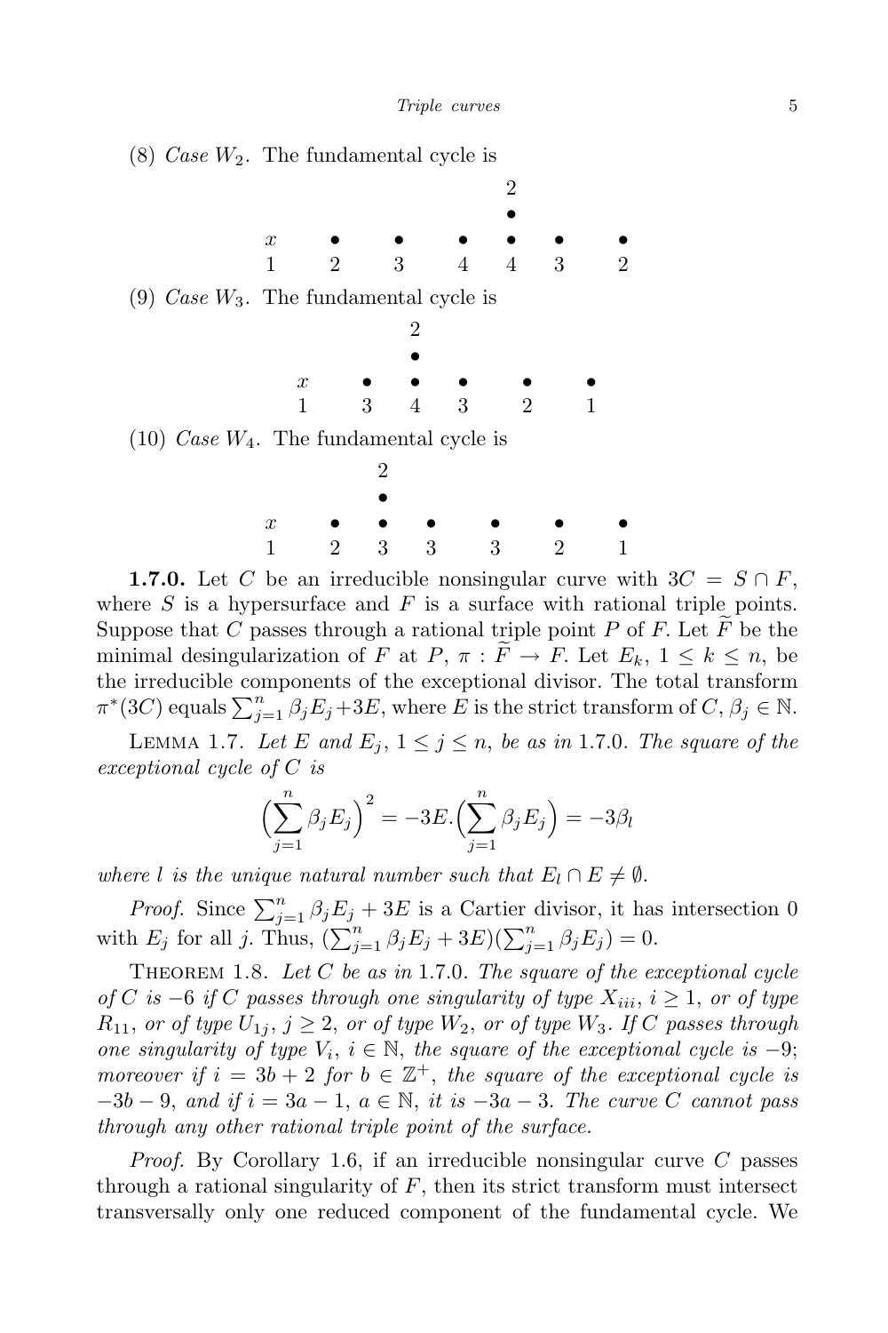(8) *Case* $W_2$. The fundamental cycle is

```
                              2
                              •
x     •     •     •     •     •     •
1     2     3     4     4     3     2
```

(9) *Case* $W_3$. The fundamental cycle is

```
                  2
                  •
x     •     •     •     •     •
1     3     4     3     2     1
```

(10) *Case* $W_4$. The fundamental cycle is

```
            2
            •
x     •     •     •     •     •     •
1     2     3     3     3     2     1
```

**1.7.0.** Let $C$ be an irreducible nonsingular curve with $3C = S \cap F$, where $S$ is a hypersurface and $F$ is a surface with rational triple points. Suppose that $C$ passes through a rational triple point $P$ of $F$. Let $\widetilde{F}$ be the minimal desingularization of $F$ at $P$, $\pi : \widetilde{F} \to F$. Let $E_k$, $1 \leq k \leq n$, be the irreducible components of the exceptional divisor. The total transform $\pi^*(3C)$ equals $\sum_{j=1}^{n} \beta_j E_j + 3E$, where $E$ is the strict transform of $C$, $\beta_j \in \mathbb{N}$.

Lemma 1.7. *Let $E$ and $E_j$, $1 \leq j \leq n$, be as in* 1.7.0. *The square of the exceptional cycle of $C$ is*

$$\Big(\sum_{j=1}^{n} \beta_j E_j\Big)^2 = -3E.\Big(\sum_{j=1}^{n} \beta_j E_j\Big) = -3\beta_l$$

*where $l$ is the unique natural number such that $E_l \cap E \neq \emptyset$.*

*Proof.* Since $\sum_{j=1}^{n} \beta_j E_j + 3E$ is a Cartier divisor, it has intersection 0 with $E_j$ for all $j$. Thus, $(\sum_{j=1}^{n} \beta_j E_j + 3E)(\sum_{j=1}^{n} \beta_j E_j) = 0$.

Theorem 1.8. *Let $C$ be as in* 1.7.0. *The square of the exceptional cycle of $C$ is $-6$ if $C$ passes through one singularity of type $X_{iii}$, $i \geq 1$, or of type $R_{11}$, or of type $U_{1j}$, $j \geq 2$, or of type $W_2$, or of type $W_3$. If $C$ passes through one singularity of type $V_i$, $i \in \mathbb{N}$, the square of the exceptional cycle is $-9$; moreover if $i = 3b + 2$ for $b \in \mathbb{Z}^+$, the square of the exceptional cycle is $-3b - 9$, and if $i = 3a - 1$, $a \in \mathbb{N}$, it is $-3a - 3$. The curve $C$ cannot pass through any other rational triple point of the surface.*

*Proof.* By Corollary 1.6, if an irreducible nonsingular curve $C$ passes through a rational singularity of $F$, then its strict transform must intersect transversally only one reduced component of the fundamental cycle. We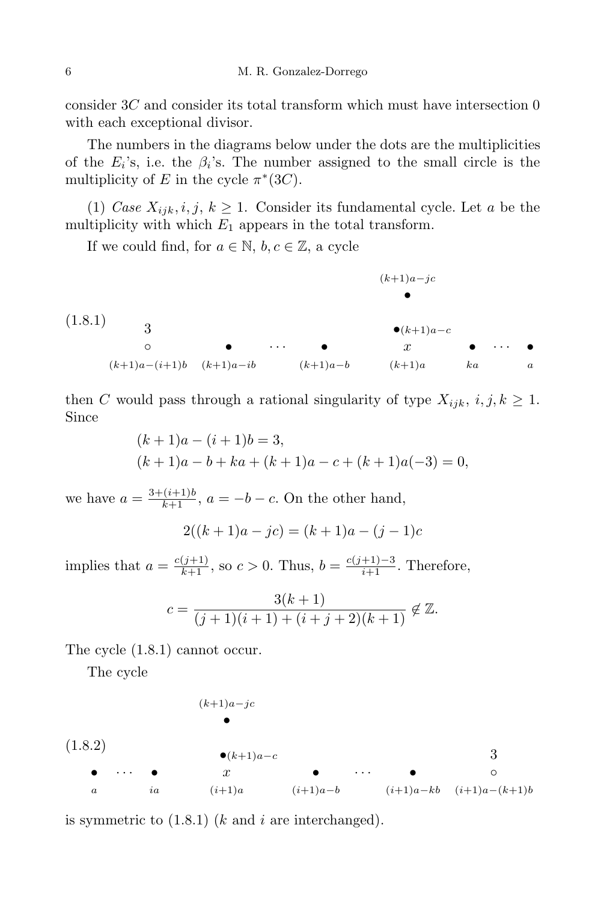consider $3C$ and consider its total transform which must have intersection 0 with each exceptional divisor.

The numbers in the diagrams below under the dots are the multiplicities of the $E_i$'s, i.e. the $\beta_i$'s. The number assigned to the small circle is the multiplicity of $E$ in the cycle $\pi^*(3C)$.

(1) *Case* $X_{ijk}, i, j, k \geq 1$. Consider its fundamental cycle. Let $a$ be the multiplicity with which $E_1$ appears in the total transform.

If we could find, for $a \in \mathbb{N}$, $b, c \in \mathbb{Z}$, a cycle

(1.8.1)

```
                                                        (k+1)a−jc
                                                            •
                                                        •(k+1)a−c
      3
      ○              •       ···       •                    x            •    ···    •
(k+1)a−(i+1)b   (k+1)a−ib           (k+1)a−b             (k+1)a          ka          a
```

then $C$ would pass through a rational singularity of type $X_{ijk}$, $i, j, k \geq 1$. Since

$$(k+1)a - (i+1)b = 3,$$
$$(k+1)a - b + ka + (k+1)a - c + (k+1)a(-3) = 0,$$

we have $a = \frac{3+(i+1)b}{k+1}$, $a = -b - c$. On the other hand,

$$2((k+1)a - jc) = (k+1)a - (j-1)c$$

implies that $a = \frac{c(j+1)}{k+1}$, so $c > 0$. Thus, $b = \frac{c(j+1)-3}{i+1}$. Therefore,

$$c = \frac{3(k+1)}{(j+1)(i+1) + (i+j+2)(k+1)} \notin \mathbb{Z}.$$

The cycle (1.8.1) cannot occur.

The cycle

(1.8.2)

```
                        (k+1)a−jc
                            •
                        •(k+1)a−c                                          3
 •    ···    •              x             •         ···        •           ○
 a          ia           (i+1)a        (i+1)a−b            (i+1)a−kb   (i+1)a−(k+1)b
```

is symmetric to (1.8.1) ($k$ and $i$ are interchanged).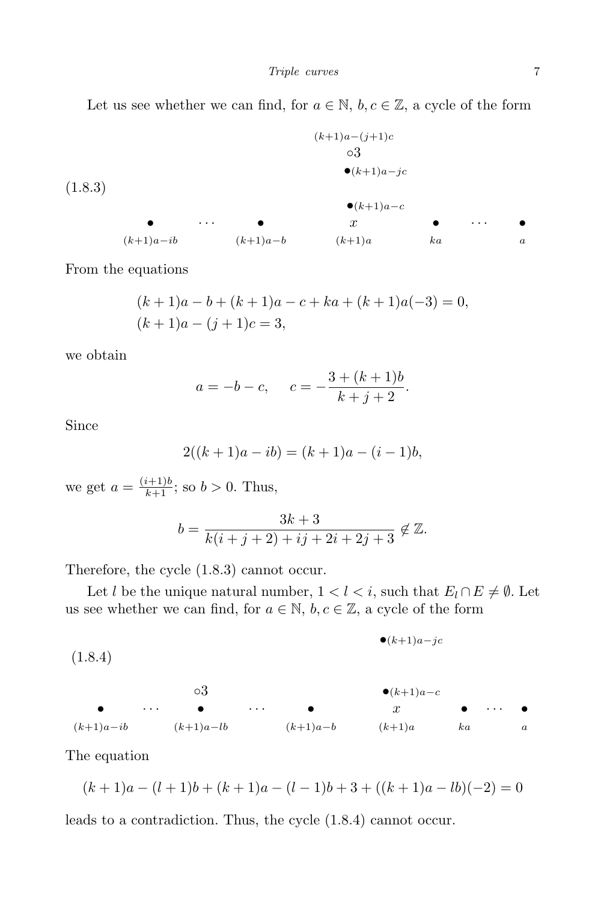Let us see whether we can find, for $a \in \mathbb{N}$, $b, c \in \mathbb{Z}$, a cycle of the form

(1.8.3)

$$
\begin{array}{ccccccccc}
 & & & & (k+1)a-(j+1)c & & & & \\
 & & & & \circ 3 & & & & \\
 & & & & \bullet (k+1)a-jc & & & & \\
 & & & & \bullet (k+1)a-c & & & & \\
\bullet & \cdots & \bullet & & x & & \bullet & \cdots & \bullet \\
(k+1)a-ib & & (k+1)a-b & & (k+1)a & & ka & & a
\end{array}
$$

From the equations

$$
\begin{aligned}
&(k+1)a - b + (k+1)a - c + ka + (k+1)a(-3) = 0, \\
&(k+1)a - (j+1)c = 3,
\end{aligned}
$$

we obtain

$$
a = -b - c, \qquad c = -\frac{3 + (k+1)b}{k+j+2}.
$$

Since

$$
2((k+1)a - ib) = (k+1)a - (i-1)b,
$$

we get $a = \frac{(i+1)b}{k+1}$; so $b > 0$. Thus,

$$
b = \frac{3k+3}{k(i+j+2) + ij + 2i + 2j + 3} \notin \mathbb{Z}.
$$

Therefore, the cycle (1.8.3) cannot occur.

Let $l$ be the unique natural number, $1 < l < i$, such that $E_l \cap E \neq \emptyset$. Let us see whether we can find, for $a \in \mathbb{N}$, $b, c \in \mathbb{Z}$, a cycle of the form

(1.8.4)

$$
\begin{array}{ccccccccccc}
 & & & & & & \bullet (k+1)a-jc & & & & \\
 & & \circ 3 & & & & \bullet (k+1)a-c & & & & \\
\bullet & \cdots & \bullet & \cdots & \bullet & & x & & \bullet & \cdots & \bullet \\
(k+1)a-ib & & (k+1)a-lb & & (k+1)a-b & & (k+1)a & & ka & & a
\end{array}
$$

The equation

$$
(k+1)a - (l+1)b + (k+1)a - (l-1)b + 3 + ((k+1)a - lb)(-2) = 0
$$

leads to a contradiction. Thus, the cycle (1.8.4) cannot occur.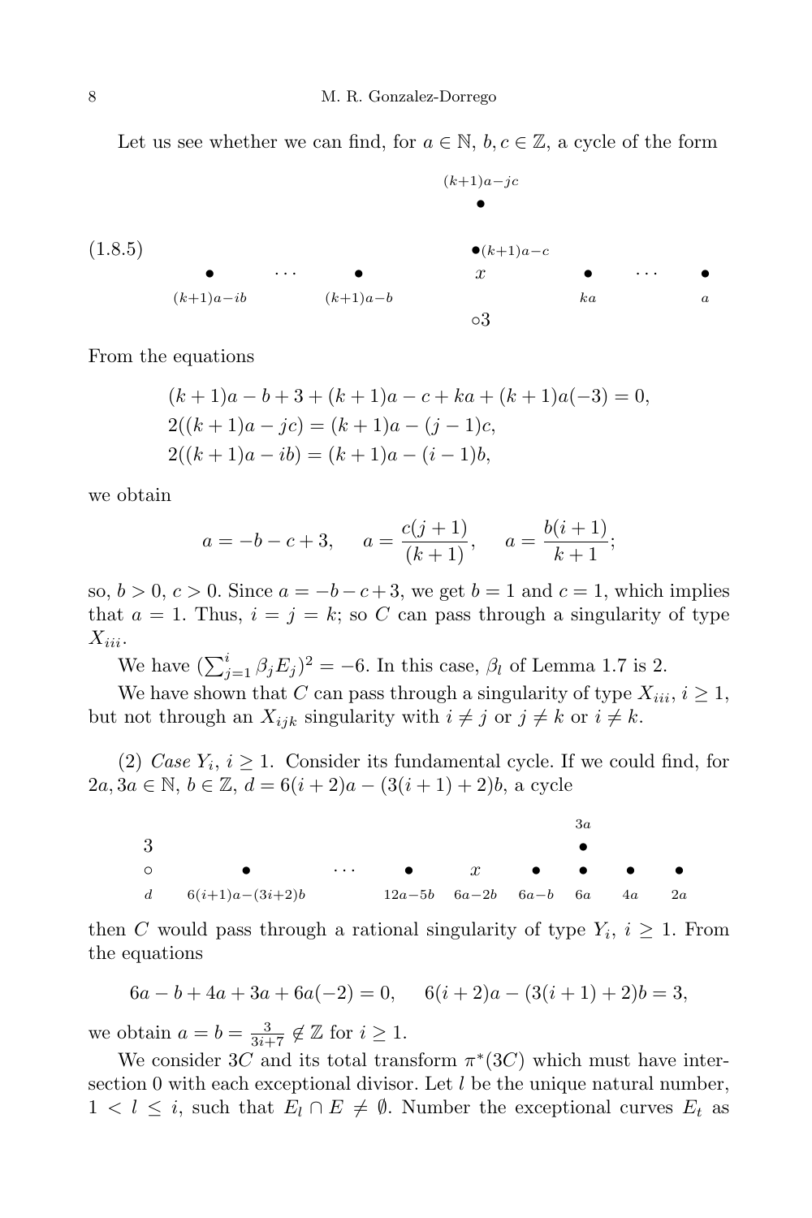Let us see whether we can find, for $a \in \mathbb{N}$, $b, c \in \mathbb{Z}$, a cycle of the form

(1.8.5)

$$
\begin{array}{ccccccc}
 & & & \overset{(k+1)a-jc}{\bullet} & & & \\
 & & & \bullet^{(k+1)a-c} & & & \\
\underset{(k+1)a-ib}{\bullet} & \cdots & \underset{(k+1)a-b}{\bullet} & x & \underset{ka}{\bullet} & \cdots & \underset{a}{\bullet} \\
 & & & \circ 3 & & &
\end{array}
$$

From the equations

$$
\begin{aligned}
&(k+1)a - b + 3 + (k+1)a - c + ka + (k+1)a(-3) = 0,\\
&2((k+1)a - jc) = (k+1)a - (j-1)c,\\
&2((k+1)a - ib) = (k+1)a - (i-1)b,
\end{aligned}
$$

we obtain

$$
a = -b - c + 3, \qquad a = \frac{c(j+1)}{(k+1)}, \qquad a = \frac{b(i+1)}{k+1};
$$

so, $b > 0$, $c > 0$. Since $a = -b - c + 3$, we get $b = 1$ and $c = 1$, which implies that $a = 1$. Thus, $i = j = k$; so $C$ can pass through a singularity of type $X_{iii}$.

We have $(\sum_{j=1}^{i} \beta_j E_j)^2 = -6$. In this case, $\beta_l$ of Lemma 1.7 is 2.

We have shown that $C$ can pass through a singularity of type $X_{iii}$, $i \geq 1$, but not through an $X_{ijk}$ singularity with $i \neq j$ or $j \neq k$ or $i \neq k$.

(2) *Case* $Y_i$, $i \geq 1$. Consider its fundamental cycle. If we could find, for $2a, 3a \in \mathbb{N}$, $b \in \mathbb{Z}$, $d = 6(i+2)a - (3(i+1)+2)b$, a cycle

$$
\begin{array}{ccccccccc}
 & & & & & & \overset{3a}{\bullet} & & \\
\overset{3}{\underset{d}{\circ}} & \underset{6(i+1)a-(3i+2)b}{\bullet} & \cdots & \underset{12a-5b}{\bullet} & \underset{6a-2b}{x} & \underset{6a-b}{\bullet} & \underset{6a}{\bullet} & \underset{4a}{\bullet} & \underset{2a}{\bullet}
\end{array}
$$

then $C$ would pass through a rational singularity of type $Y_i$, $i \geq 1$. From the equations

$$
6a - b + 4a + 3a + 6a(-2) = 0, \qquad 6(i+2)a - (3(i+1)+2)b = 3,
$$

we obtain $a = b = \frac{3}{3i+7} \notin \mathbb{Z}$ for $i \geq 1$.

We consider $3C$ and its total transform $\pi^*(3C)$ which must have intersection 0 with each exceptional divisor. Let $l$ be the unique natural number, $1 < l \leq i$, such that $E_l \cap E \neq \emptyset$. Number the exceptional curves $E_t$ as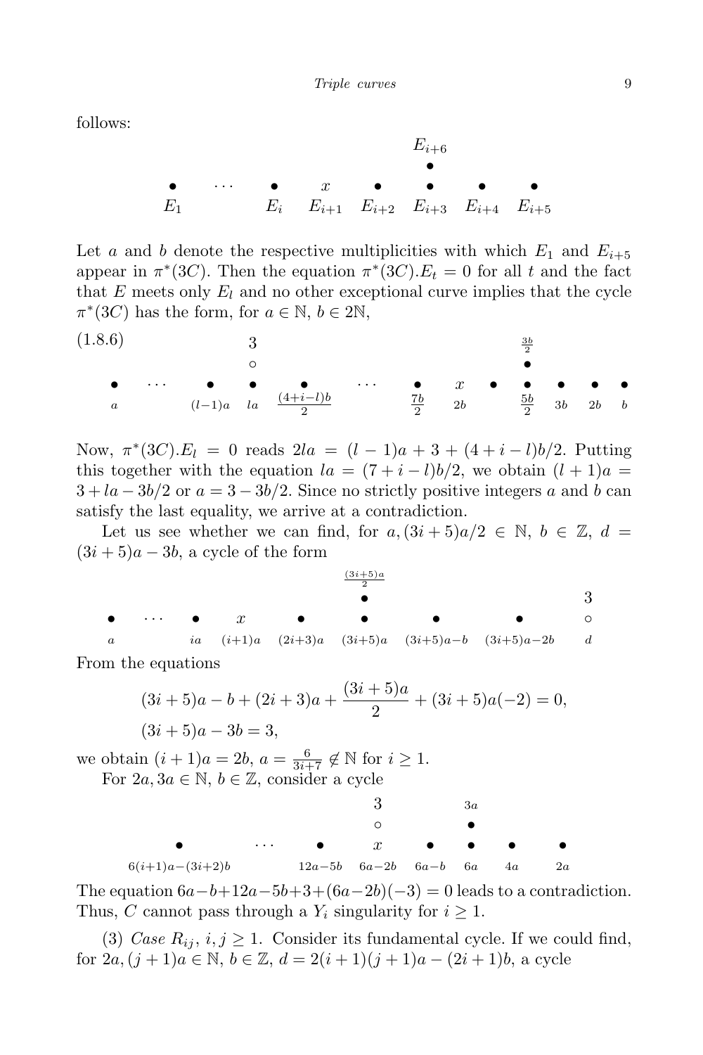follows:

$$
\begin{array}{ccccccccc}
 & & & & & E_{i+6} & & \\
 & & & & & \bullet & & \\
\bullet & \cdots & \bullet & x & \bullet & \bullet & \bullet & \bullet \\
E_1 & & E_i & E_{i+1} & E_{i+2} & E_{i+3} & E_{i+4} & E_{i+5}
\end{array}
$$

Let $a$ and $b$ denote the respective multiplicities with which $E_1$ and $E_{i+5}$ appear in $\pi^*(3C)$. Then the equation $\pi^*(3C).E_t = 0$ for all $t$ and the fact that $E$ meets only $E_l$ and no other exceptional curve implies that the cycle $\pi^*(3C)$ has the form, for $a \in \mathbb{N}$, $b \in 2\mathbb{N}$,

(1.8.6)

$$
\begin{array}{cccccccccccccc}
 & & & 3 & & & & & & & \frac{3b}{2} & & & \\
 & & & \circ & & & & & & & \bullet & & & \\
\bullet & \cdots & \bullet & \bullet & \bullet & \cdots & \bullet & x & \bullet & \bullet & \bullet & \bullet & \bullet \\
a & & (l-1)a & la & \frac{(4+i-l)b}{2} & & \frac{7b}{2} & 2b & & \frac{5b}{2} & 3b & 2b & b
\end{array}
$$

Now, $\pi^*(3C).E_l = 0$ reads $2la = (l-1)a + 3 + (4+i-l)b/2$. Putting this together with the equation $la = (7+i-l)b/2$, we obtain $(l+1)a = 3 + la - 3b/2$ or $a = 3 - 3b/2$. Since no strictly positive integers $a$ and $b$ can satisfy the last equality, we arrive at a contradiction.

Let us see whether we can find, for $a, (3i+5)a/2 \in \mathbb{N}$, $b \in \mathbb{Z}$, $d = (3i+5)a - 3b$, a cycle of the form

$$
\begin{array}{ccccccccc}
 & & & & & \frac{(3i+5)a}{2} & & & 3 \\
 & & & & & \bullet & & & \circ \\
\bullet & \cdots & \bullet & x & \bullet & \bullet & \bullet & \bullet & \\
a & & ia & (i+1)a & (2i+3)a & (3i+5)a & (3i+5)a-b & (3i+5)a-2b & d
\end{array}
$$

From the equations

$$
\begin{aligned}
&(3i+5)a - b + (2i+3)a + \frac{(3i+5)a}{2} + (3i+5)a(-2) = 0,\\
&(3i+5)a - 3b = 3,
\end{aligned}
$$

we obtain $(i+1)a = 2b$, $a = \frac{6}{3i+7} \notin \mathbb{N}$ for $i \geq 1$.

For $2a, 3a \in \mathbb{N}$, $b \in \mathbb{Z}$, consider a cycle

$$
\begin{array}{cccccccc}
 & & & 3 & & 3a & & \\
 & & & \circ & & \bullet & & \\
\bullet & \cdots & \bullet & x & \bullet & \bullet & \bullet & \bullet \\
6(i+1)a-(3i+2)b & & 12a-5b & 6a-2b & 6a-b & 6a & 4a & 2a
\end{array}
$$

The equation $6a-b+12a-5b+3+(6a-2b)(-3) = 0$ leads to a contradiction. Thus, $C$ cannot pass through a $Y_i$ singularity for $i \geq 1$.

(3) *Case* $R_{ij}$, $i, j \geq 1$. Consider its fundamental cycle. If we could find, for $2a, (j+1)a \in \mathbb{N}$, $b \in \mathbb{Z}$, $d = 2(i+1)(j+1)a - (2i+1)b$, a cycle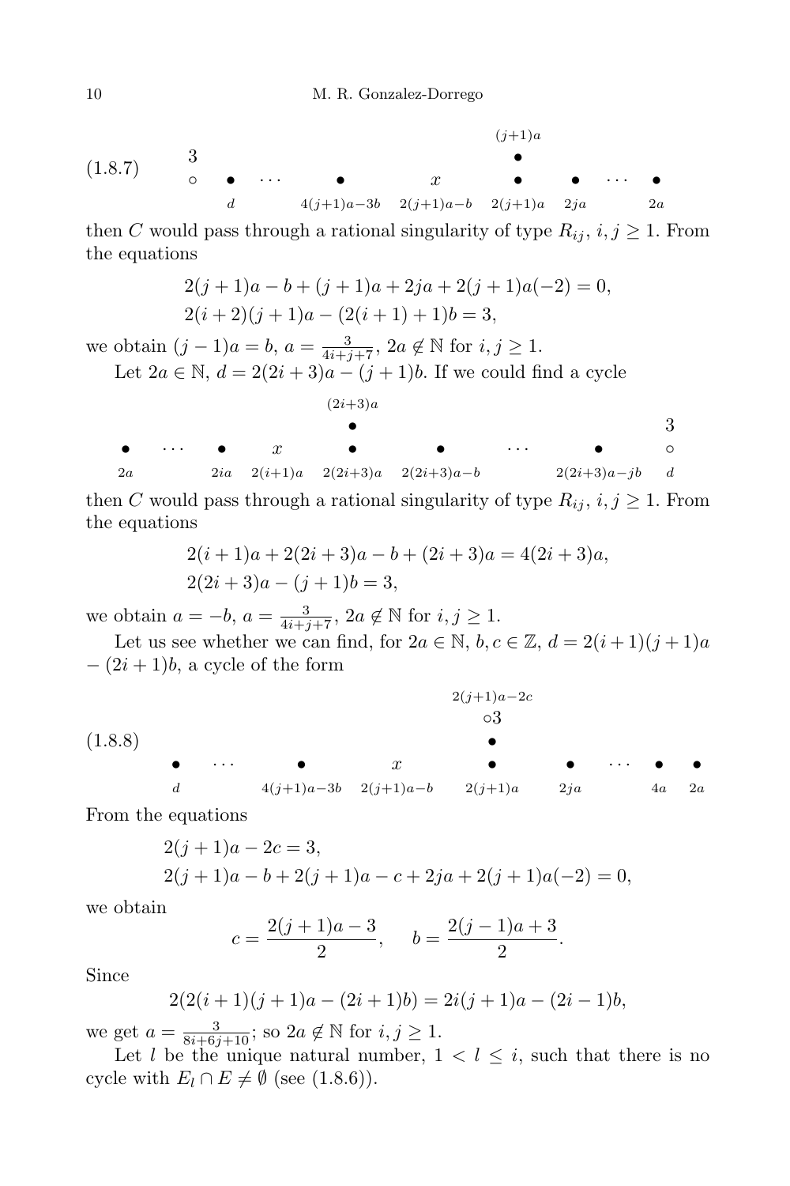(1.8.7)

$$
\begin{array}{ccccccccccc}
 & & & & & & (j+1)a & & & \\
3 & & & & & & \bullet & & & \\
\circ & \bullet & \cdots & \bullet & x & & \bullet & \bullet & \cdots & \bullet \\
 & d & & 4(j+1)a-3b & 2(j+1)a-b & & 2(j+1)a & 2ja & & 2a
\end{array}
$$

then $C$ would pass through a rational singularity of type $R_{ij}$, $i, j \geq 1$. From the equations

$$
\begin{gathered}
2(j+1)a - b + (j+1)a + 2ja + 2(j+1)a(-2) = 0, \\
2(i+2)(j+1)a - (2(i+1)+1)b = 3,
\end{gathered}
$$

we obtain $(j-1)a = b$, $a = \frac{3}{4i+j+7}$, $2a \notin \mathbb{N}$ for $i, j \geq 1$.

Let $2a \in \mathbb{N}$, $d = 2(2i+3)a - (j+1)b$. If we could find a cycle

$$
\begin{array}{ccccccccc}
 & & & & (2i+3)a & & & & \\
 & & & & \bullet & & & & 3 \\
\bullet & \cdots & \bullet & x & \bullet & \bullet & \cdots & \bullet & \circ \\
2a & & 2ia & 2(i+1)a & 2(2i+3)a & 2(2i+3)a-b & & 2(2i+3)a-jb & d
\end{array}
$$

then $C$ would pass through a rational singularity of type $R_{ij}$, $i, j \geq 1$. From the equations

$$
\begin{gathered}
2(i+1)a + 2(2i+3)a - b + (2i+3)a = 4(2i+3)a, \\
2(2i+3)a - (j+1)b = 3,
\end{gathered}
$$

we obtain $a = -b$, $a = \frac{3}{4i+j+7}$, $2a \notin \mathbb{N}$ for $i, j \geq 1$.

Let us see whether we can find, for $2a \in \mathbb{N}$, $b, c \in \mathbb{Z}$, $d = 2(i+1)(j+1)a - (2i+1)b$, a cycle of the form

(1.8.8)

$$
\begin{array}{ccccccccccc}
 & & & & & 2(j+1)a-2c & & & & \\
 & & & & & \circ 3 & & & & \\
 & & & & & \bullet & & & & \\
\bullet & \cdots & \bullet & x & & \bullet & \bullet & \cdots & \bullet & \bullet \\
d & & 4(j+1)a-3b & 2(j+1)a-b & & 2(j+1)a & 2ja & & 4a & 2a
\end{array}
$$

From the equations

$$
\begin{gathered}
2(j+1)a - 2c = 3, \\
2(j+1)a - b + 2(j+1)a - c + 2ja + 2(j+1)a(-2) = 0,
\end{gathered}
$$

we obtain

$$
c = \frac{2(j+1)a - 3}{2}, \qquad b = \frac{2(j-1)a + 3}{2}.
$$

Since

$$
2(2(i+1)(j+1)a - (2i+1)b) = 2i(j+1)a - (2i-1)b,
$$

we get $a = \frac{3}{8i+6j+10}$; so $2a \notin \mathbb{N}$ for $i, j \geq 1$.

Let $l$ be the unique natural number, $1 < l \leq i$, such that there is no cycle with $E_l \cap E \neq \emptyset$ (see (1.8.6)).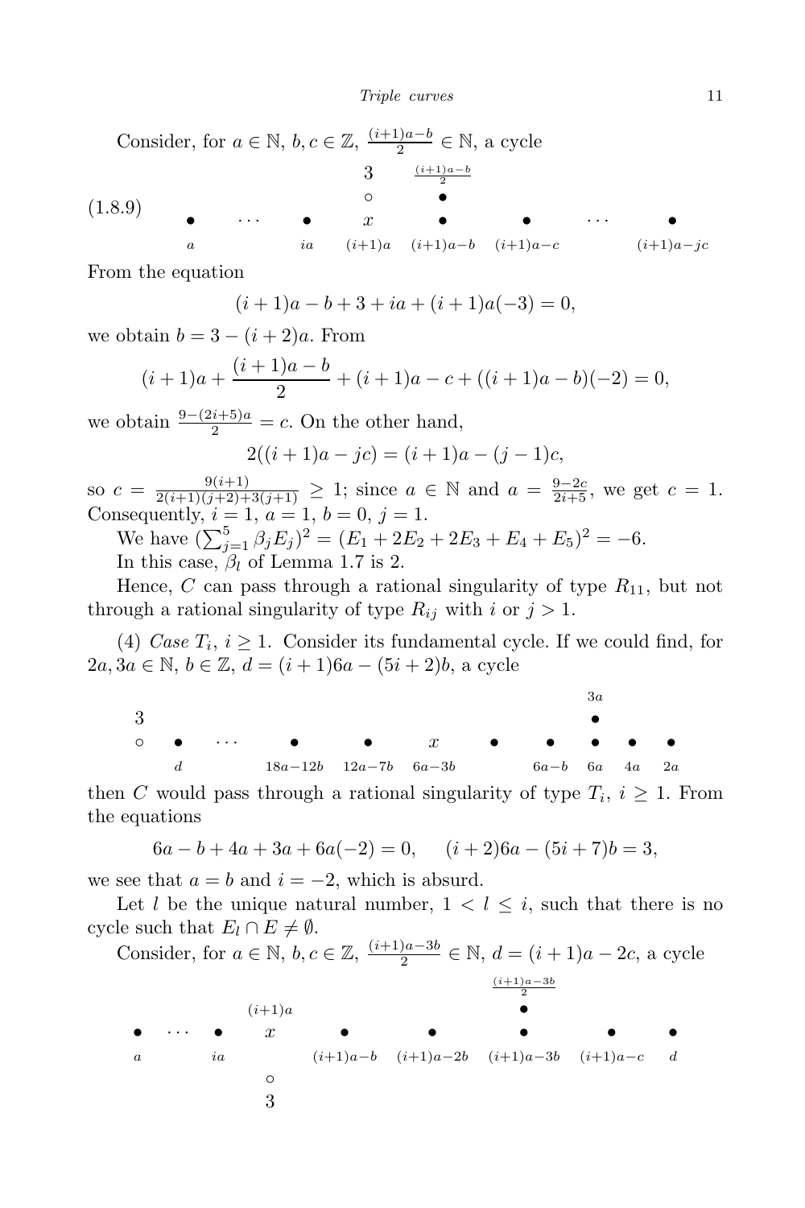Consider, for $a \in \mathbb{N}$, $b, c \in \mathbb{Z}$, $\frac{(i+1)a-b}{2} \in \mathbb{N}$, a cycle

$$
\text{(1.8.9)} \qquad
\begin{array}{cccccccc}
 & & & \overset{3}{\circ} & \overset{\frac{(i+1)a-b}{2}}{\bullet} & & & \\
\underset{a}{\bullet} & \cdots & \underset{ia}{\bullet} & \underset{(i+1)a}{x} & \underset{(i+1)a-b}{\bullet} & \underset{(i+1)a-c}{\bullet} & \cdots & \underset{(i+1)a-jc}{\bullet}
\end{array}
$$

From the equation

$$(i+1)a - b + 3 + ia + (i+1)a(-3) = 0,$$

we obtain $b = 3 - (i+2)a$. From

$$(i+1)a + \frac{(i+1)a-b}{2} + (i+1)a - c + ((i+1)a-b)(-2) = 0,$$

we obtain $\frac{9-(2i+5)a}{2} = c$. On the other hand,

$$2((i+1)a - jc) = (i+1)a - (j-1)c,$$

so $c = \frac{9(i+1)}{2(i+1)(j+2)+3(j+1)} \geq 1$; since $a \in \mathbb{N}$ and $a = \frac{9-2c}{2i+5}$, we get $c = 1$. Consequently, $i = 1$, $a = 1$, $b = 0$, $j = 1$.

We have $(\sum_{j=1}^{5} \beta_j E_j)^2 = (E_1 + 2E_2 + 2E_3 + E_4 + E_5)^2 = -6$.

In this case, $\beta_l$ of Lemma 1.7 is 2.

Hence, $C$ can pass through a rational singularity of type $R_{11}$, but not through a rational singularity of type $R_{ij}$ with $i$ or $j > 1$.

(4) *Case* $T_i$, $i \geq 1$. Consider its fundamental cycle. If we could find, for $2a, 3a \in \mathbb{N}$, $b \in \mathbb{Z}$, $d = (i+1)6a - (5i+2)b$, a cycle

$$
\begin{array}{ccccccccccc}
 & & & & & & & & \overset{3a}{\bullet} & & \\
\overset{3}{\circ} & \underset{d}{\bullet} & \cdots & \underset{18a-12b}{\bullet} & \underset{12a-7b}{\bullet} & \underset{6a-3b}{x} & \bullet & \underset{6a-b}{\bullet} & \underset{6a}{\bullet} & \underset{4a}{\bullet} & \underset{2a}{\bullet}
\end{array}
$$

then $C$ would pass through a rational singularity of type $T_i$, $i \geq 1$. From the equations

$$6a - b + 4a + 3a + 6a(-2) = 0, \qquad (i+2)6a - (5i+7)b = 3,$$

we see that $a = b$ and $i = -2$, which is absurd.

Let $l$ be the unique natural number, $1 < l \leq i$, such that there is no cycle such that $E_l \cap E \neq \emptyset$.

Consider, for $a \in \mathbb{N}$, $b, c \in \mathbb{Z}$, $\frac{(i+1)a-3b}{2} \in \mathbb{N}$, $d = (i+1)a - 2c$, a cycle

$$
\begin{array}{ccccccccc}
 & & & & & & \overset{\frac{(i+1)a-3b}{2}}{\bullet} & & \\
\underset{a}{\bullet} & \cdots & \underset{ia}{\bullet} & \overset{(i+1)a}{x} & \underset{(i+1)a-b}{\bullet} & \underset{(i+1)a-2b}{\bullet} & \underset{(i+1)a-3b}{\bullet} & \underset{(i+1)a-c}{\bullet} & \underset{d}{\bullet} \\
 & & & \underset{3}{\circ} & & & & &
\end{array}
$$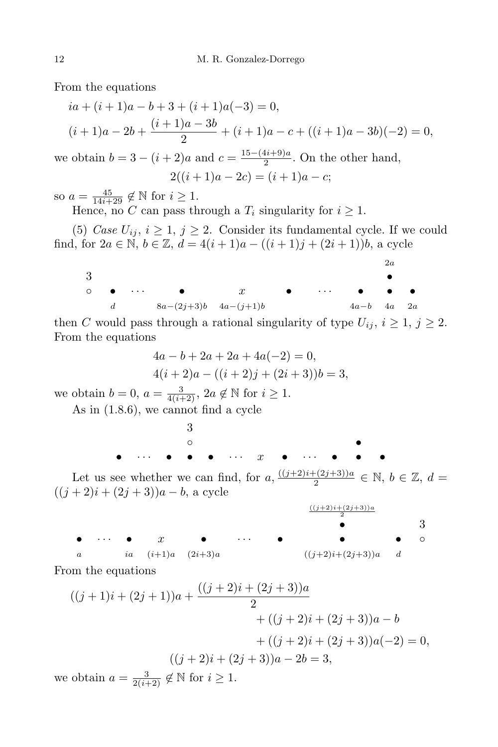From the equations

$$ia + (i+1)a - b + 3 + (i+1)a(-3) = 0,$$

$$(i+1)a - 2b + \frac{(i+1)a - 3b}{2} + (i+1)a - c + ((i+1)a - 3b)(-2) = 0,$$

we obtain $b = 3 - (i+2)a$ and $c = \frac{15-(4i+9)a}{2}$. On the other hand,

$$2((i+1)a - 2c) = (i+1)a - c;$$

so $a = \frac{45}{14i+29} \notin \mathbb{N}$ for $i \geq 1$.

Hence, no $C$ can pass through a $T_i$ singularity for $i \geq 1$.

(5) *Case* $U_{ij}$, $i \geq 1$, $j \geq 2$. Consider its fundamental cycle. If we could find, for $2a \in \mathbb{N}$, $b \in \mathbb{Z}$, $d = 4(i+1)a - ((i+1)j + (2i+1))b$, a cycle

$$\begin{array}{ccccccccccc} & & & & & & & & & 2a & \\ 3 & & & & & & & & & \bullet & \\ \circ & \bullet & \cdots & \bullet & x & \bullet & \cdots & \bullet & & \bullet & \bullet \\ & d & & 8a-(2j+3)b & 4a-(j+1)b & & & 4a-b & & 4a & 2a \end{array}$$

then $C$ would pass through rational singularity of type $U_{ij}$, $i \geq 1$, $j \geq 2$. From the equations

$$4a - b + 2a + 2a + 4a(-2) = 0,$$

$$4(i+2)a - ((i+2)j + (2i+3))b = 3,$$

we obtain $b = 0$, $a = \frac{3}{4(i+2)}$, $2a \notin \mathbb{N}$ for $i \geq 1$.

As in (1.8.6), we cannot find a cycle

$$\begin{array}{cccccccccccc} & & & 3 & & & & & & & & \\ & & & \circ & & & & & & & \bullet & \\ \bullet & \cdots & \bullet & \bullet & \bullet & \cdots & x & \bullet & \cdots & \bullet & \bullet & \bullet \end{array}$$

Let us see whether we can find, for $a, \frac{((j+2)i+(2j+3))a}{2} \in \mathbb{N}$, $b \in \mathbb{Z}$, $d = ((j+2)i + (2j+3))a - b$, a cycle

$$\begin{array}{ccccccccc} & & & & & & \frac{((j+2)i+(2j+3))a}{2} & & \\ & & & & & & \bullet & & 3 \\ \bullet & \cdots & \bullet & x & \bullet & \cdots \quad \bullet & \bullet & \bullet & \circ \\ a & & ia & (i+1)a & (2i+3)a & & ((j+2)i+(2j+3))a & d & \end{array}$$

From the equations

$$\begin{aligned} ((j+1)i + (2j+1))a + \frac{((j+2)i + (2j+3))a}{2} \\ + ((j+2)i + (2j+3))a - b \\ + ((j+2)i + (2j+3))a(-2) = 0, \end{aligned}$$

$$((j+2)i + (2j+3))a - 2b = 3,$$

we obtain $a = \frac{3}{2(i+2)} \notin \mathbb{N}$ for $i \geq 1$.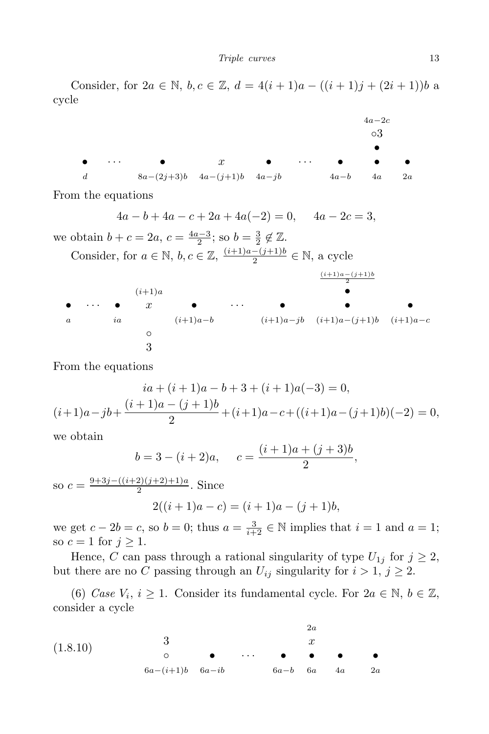Consider, for $2a \in \mathbb{N}$, $b, c \in \mathbb{Z}$, $d = 4(i+1)a - ((i+1)j + (2i+1))b$ a cycle

$$
\begin{array}{ccccccccc}
 & & & & & & & \overset{4a-2c}{\circ 3} & \\
 & & & & & & & \bullet & \\
\underset{d}{\bullet} & \cdots & \underset{8a-(2j+3)b}{\bullet} & \underset{4a-(j+1)b}{x} & \underset{4a-jb}{\bullet} & \cdots & \underset{4a-b}{\bullet} & \underset{4a}{\bullet} & \underset{2a}{\bullet}
\end{array}
$$

From the equations

$$4a - b + 4a - c + 2a + 4a(-2) = 0, \quad 4a - 2c = 3,$$

we obtain $b + c = 2a$, $c = \frac{4a-3}{2}$; so $b = \frac{3}{2} \notin \mathbb{Z}$.

Consider, for $a \in \mathbb{N}$, $b, c \in \mathbb{Z}$, $\frac{(i+1)a-(j+1)b}{2} \in \mathbb{N}$, a cycle

$$
\begin{array}{cccccccc}
 & & & & & & \overset{\frac{(i+1)a-(j+1)b}{2}}{\bullet} & \\
\underset{a}{\bullet} & \cdots & \underset{ia}{\bullet} & \overset{(i+1)a}{x} & \underset{(i+1)a-b}{\bullet} & \cdots & \underset{(i+1)a-jb}{\bullet} \quad \underset{(i+1)a-(j+1)b}{\bullet} & \underset{(i+1)a-c}{\bullet} \\
 & & & \circ & & & & \\
 & & & 3 & & & &
\end{array}
$$

From the equations

$$ia + (i+1)a - b + 3 + (i+1)a(-3) = 0,$$

$$(i+1)a - jb + \frac{(i+1)a-(j+1)b}{2} + (i+1)a - c + ((i+1)a-(j+1)b)(-2) = 0,$$

we obtain

$$b = 3 - (i+2)a, \quad c = \frac{(i+1)a + (j+3)b}{2},$$

so $c = \frac{9+3j-((i+2)(j+2)+1)a}{2}$. Since

$$2((i+1)a - c) = (i+1)a - (j+1)b,$$

we get $c - 2b = c$, so $b = 0$; thus $a = \frac{3}{i+2} \in \mathbb{N}$ implies that $i = 1$ and $a = 1$; so $c = 1$ for $j \geq 1$.

Hence, $C$ can pass through a rational singularity of type $U_{1j}$ for $j \geq 2$, but there are no $C$ passing through an $U_{ij}$ singularity for $i > 1$, $j \geq 2$.

(6) *Case* $V_i$, $i \geq 1$. Consider its fundamental cycle. For $2a \in \mathbb{N}$, $b \in \mathbb{Z}$, consider a cycle

$$
(1.8.10) \qquad
\begin{array}{ccccccc}
\overset{3}{\circ} & & & & \overset{2a}{x} & & \\
\underset{6a-(i+1)b}{} & \underset{6a-ib}{\bullet} & \cdots & \underset{6a-b}{\bullet} & \underset{6a}{\bullet} & \underset{4a}{\bullet} & \underset{2a}{\bullet}
\end{array}
$$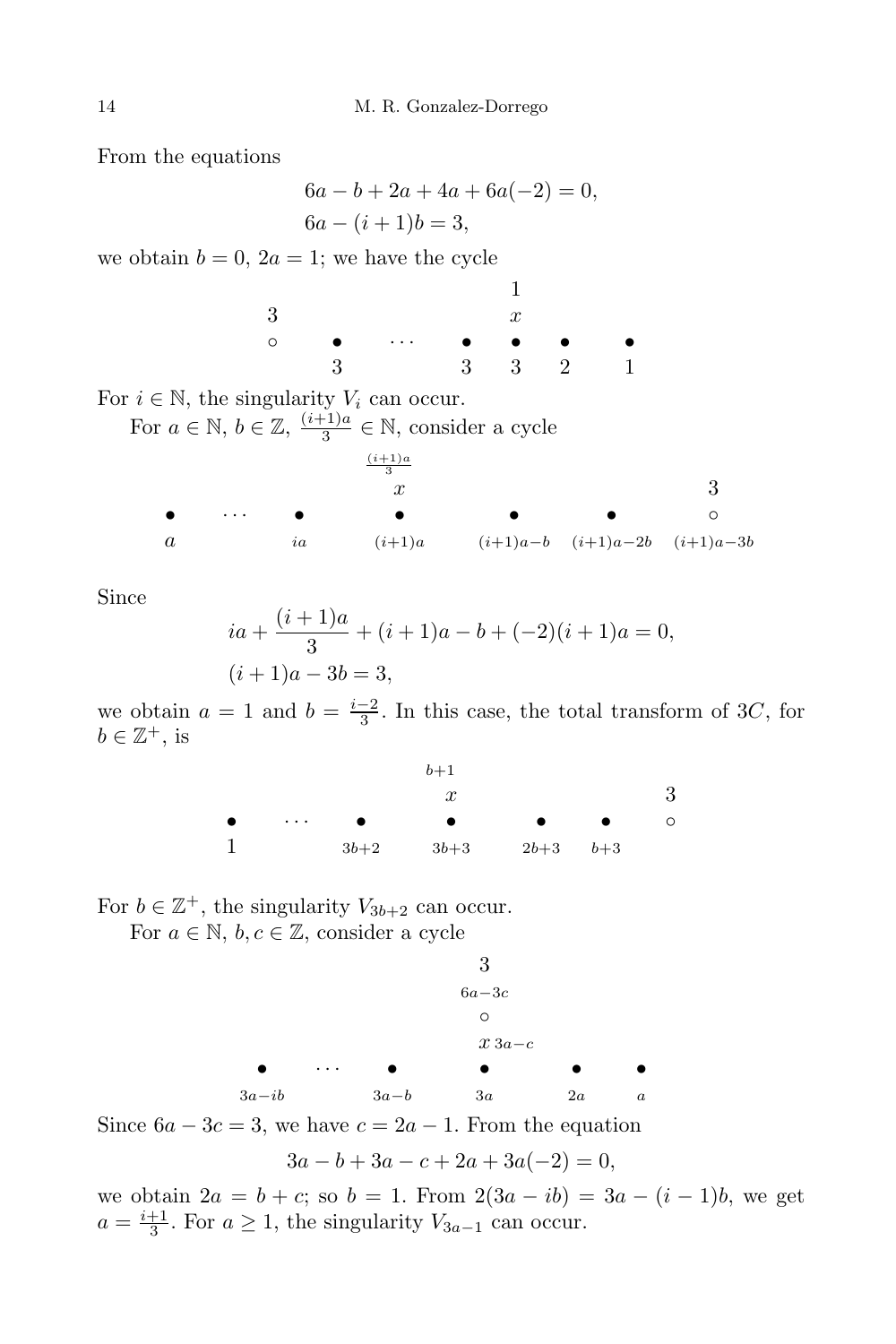From the equations

$$6a - b + 2a + 4a + 6a(-2) = 0,$$
$$6a - (i+1)b = 3,$$

we obtain $b = 0$, $2a = 1$; we have the cycle

$$\begin{array}{ccccccc}
 & & & & 1 & & \\
3 & & & & x & & \\
\circ & \bullet & \cdots & \bullet & \bullet & \bullet & \bullet \\
 & 3 & & 3 & 3 & 2 & 1
\end{array}$$

For $i \in \mathbb{N}$, the singularity $V_i$ can occur.

For $a \in \mathbb{N}$, $b \in \mathbb{Z}$, $\frac{(i+1)a}{3} \in \mathbb{N}$, consider a cycle

$$\begin{array}{ccccccc}
 & & & \frac{(i+1)a}{3} & & & \\
 & & & x & & & 3 \\
\bullet & \cdots & \bullet & \bullet & \bullet & \bullet & \circ \\
a & & ia & (i+1)a & (i+1)a-b & (i+1)a-2b & (i+1)a-3b
\end{array}$$

Since

$$ia + \frac{(i+1)a}{3} + (i+1)a - b + (-2)(i+1)a = 0,$$
$$(i+1)a - 3b = 3,$$

we obtain $a = 1$ and $b = \frac{i-2}{3}$. In this case, the total transform of $3C$, for $b \in \mathbb{Z}^+$, is

$$\begin{array}{ccccccc}
 & & & b+1 & & & \\
 & & & x & & & 3 \\
\bullet & \cdots & \bullet & \bullet & \bullet & \bullet & \circ \\
1 & & 3b+2 & 3b+3 & 2b+3 & b+3 &
\end{array}$$

For $b \in \mathbb{Z}^+$, the singularity $V_{3b+2}$ can occur.

For $a \in \mathbb{N}$, $b, c \in \mathbb{Z}$, consider a cycle

$$\begin{array}{cccccc}
 & & & 3 & & \\
 & & & 6a-3c & & \\
 & & & \circ & & \\
 & & & x \; 3a-c & & \\
\bullet & \cdots & \bullet & \bullet & \bullet & \bullet \\
3a-ib & & 3a-b & 3a & 2a & a
\end{array}$$

Since $6a - 3c = 3$, we have $c = 2a - 1$. From the equation

$$3a - b + 3a - c + 2a + 3a(-2) = 0,$$

we obtain $2a = b + c$; so $b = 1$. From $2(3a - ib) = 3a - (i-1)b$, we get $a = \frac{i+1}{3}$. For $a \geq 1$, the singularity $V_{3a-1}$ can occur.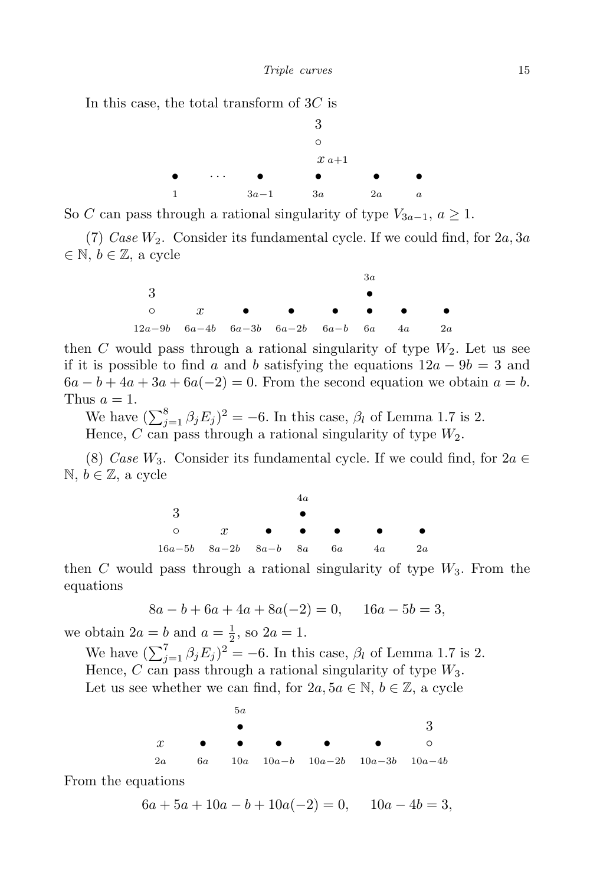In this case, the total transform of $3C$ is

$$
\begin{array}{ccccccc}
 & & & 3 & & \\
 & & & \circ & & \\
 & & & x_{\,a+1} & & \\
\bullet & \cdots & \bullet & \bullet & \bullet & \bullet \\
1 & & 3a-1 & 3a & 2a & a
\end{array}
$$

So $C$ can pass through a rational singularity of type $V_{3a-1}$, $a \geq 1$.

(7) *Case* $W_2$. Consider its fundamental cycle. If we could find, for $2a, 3a \in \mathbb{N}$, $b \in \mathbb{Z}$, a cycle

$$
\begin{array}{cccccccc}
 & & & & & 3a & & \\
3 & & & & & \bullet & & \\
\circ & x & \bullet & \bullet & \bullet & \bullet & \bullet & \bullet \\
12a-9b & 6a-4b & 6a-3b & 6a-2b & 6a-b & 6a & 4a & 2a
\end{array}
$$

then $C$ would pass through a rational singularity of type $W_2$. Let us see if it is possible to find $a$ and $b$ satisfying the equations $12a-9b=3$ and $6a-b+4a+3a+6a(-2)=0$. From the second equation we obtain $a=b$. Thus $a=1$.

We have $(\sum_{j=1}^{8} \beta_j E_j)^2 = -6$. In this case, $\beta_l$ of Lemma 1.7 is 2.

Hence, $C$ can pass through a rational singularity of type $W_2$.

(8) *Case* $W_3$. Consider its fundamental cycle. If we could find, for $2a \in \mathbb{N}$, $b \in \mathbb{Z}$, a cycle

$$
\begin{array}{ccccccc}
 & & & 4a & & & \\
3 & & & \bullet & & & \\
\circ & x & \bullet & \bullet & \bullet & \bullet & \bullet \\
16a-5b & 8a-2b & 8a-b & 8a & 6a & 4a & 2a
\end{array}
$$

then $C$ would pass through a rational singularity of type $W_3$. From the equations

$$8a-b+6a+4a+8a(-2)=0, \quad 16a-5b=3,$$

we obtain $2a=b$ and $a=\frac{1}{2}$, so $2a=1$.

We have $(\sum_{j=1}^{7} \beta_j E_j)^2 = -6$. In this case, $\beta_l$ of Lemma 1.7 is 2.

Hence, $C$ can pass through a rational singularity of type $W_3$.

Let us see whether we can find, for $2a, 5a \in \mathbb{N}$, $b \in \mathbb{Z}$, a cycle

$$
\begin{array}{ccccccc}
 & & 5a & & & & \\
 & & \bullet & & & & 3 \\
x & \bullet & \bullet & \bullet & \bullet & \bullet & \circ \\
2a & 6a & 10a & 10a-b & 10a-2b & 10a-3b & 10a-4b
\end{array}
$$

From the equations

$$6a+5a+10a-b+10a(-2)=0, \quad 10a-4b=3,$$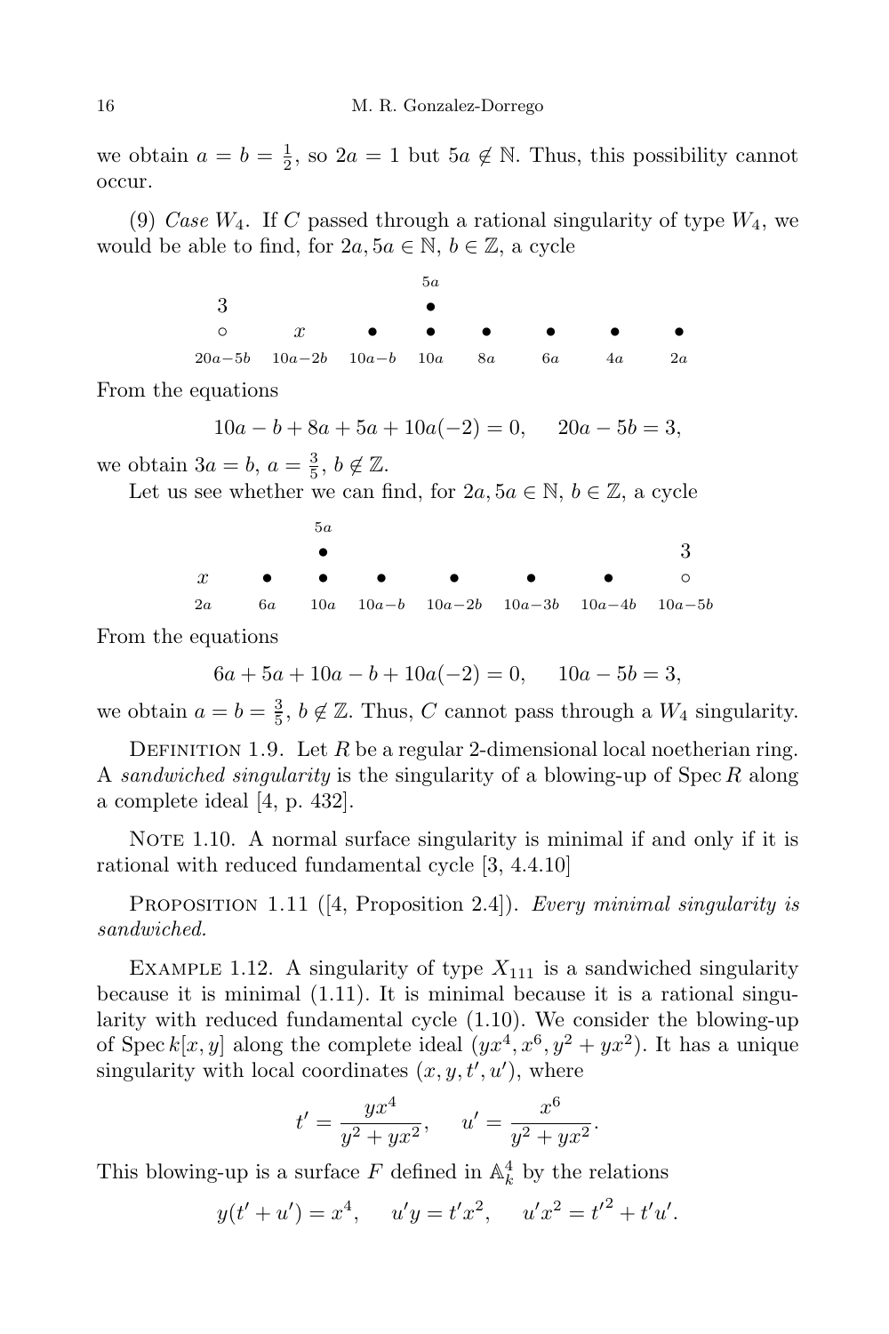we obtain $a = b = \frac{1}{2}$, so $2a = 1$ but $5a \notin \mathbb{N}$. Thus, this possibility cannot occur.

(9) *Case $W_4$*. If $C$ passed through a rational singularity of type $W_4$, we would be able to find, for $2a, 5a \in \mathbb{N}$, $b \in \mathbb{Z}$, a cycle

$$\begin{array}{cccccccc}
 & & & 5a & & & & \\
3 & & & \bullet & & & & \\
\circ & x & \bullet & \bullet & \bullet & \bullet & \bullet & \bullet \\
20a-5b & 10a-2b & 10a-b & 10a & 8a & 6a & 4a & 2a
\end{array}$$

From the equations

$$10a - b + 8a + 5a + 10a(-2) = 0, \qquad 20a - 5b = 3,$$

we obtain $3a = b$, $a = \frac{3}{5}$, $b \notin \mathbb{Z}$.

Let us see whether we can find, for $2a, 5a \in \mathbb{N}$, $b \in \mathbb{Z}$, a cycle

$$\begin{array}{cccccccc}
 & & 5a & & & & & \\
 & & \bullet & & & & & 3 \\
x & \bullet & \bullet & \bullet & \bullet & \bullet & \bullet & \circ \\
2a & 6a & 10a & 10a-b & 10a-2b & 10a-3b & 10a-4b & 10a-5b
\end{array}$$

From the equations

$$6a + 5a + 10a - b + 10a(-2) = 0, \qquad 10a - 5b = 3,$$

we obtain $a = b = \frac{3}{5}$, $b \notin \mathbb{Z}$. Thus, $C$ cannot pass through a $W_4$ singularity.

DEFINITION 1.9. Let $R$ be a regular 2-dimensional local noetherian ring. A *sandwiched singularity* is the singularity of a blowing-up of $\operatorname{Spec} R$ along a complete ideal [4, p. 432].

NOTE 1.10. A normal surface singularity is minimal if and only if it is rational with reduced fundamental cycle [3, 4.4.10]

PROPOSITION 1.11 ([4, Proposition 2.4]). *Every minimal singularity is sandwiched.*

EXAMPLE 1.12. A singularity of type $X_{111}$ is a sandwiched singularity because it is minimal (1.11). It is minimal because it is a rational singularity with reduced fundamental cycle (1.10). We consider the blowing-up of $\operatorname{Spec} k[x,y]$ along the complete ideal $(yx^4, x^6, y^2 + yx^2)$. It has a unique singularity with local coordinates $(x, y, t', u')$, where

$$t' = \frac{yx^4}{y^2 + yx^2}, \qquad u' = \frac{x^6}{y^2 + yx^2}.$$

This blowing-up is a surface $F$ defined in $\mathbb{A}^4_k$ by the relations

$$y(t' + u') = x^4, \qquad u'y = t'x^2, \qquad u'x^2 = {t'}^2 + t'u'.$$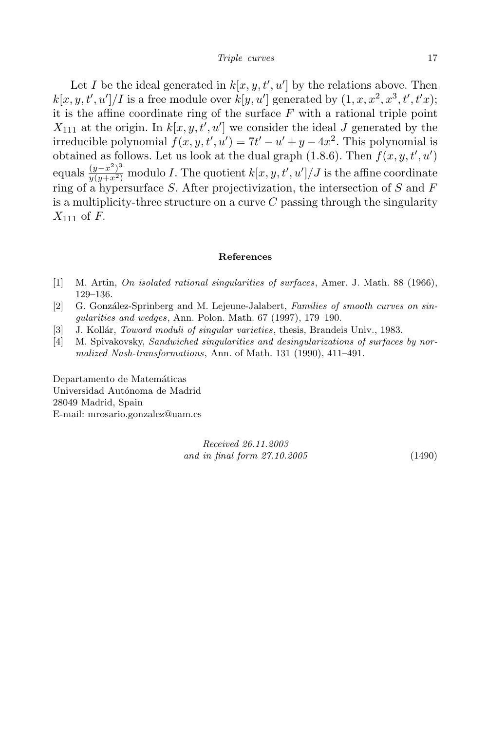Let $I$ be the ideal generated in $k[x, y, t', u']$ by the relations above. Then $k[x, y, t', u']/I$ is a free module over $k[y, u']$ generated by $(1, x, x^2, x^3, t', t'x)$; it is the affine coordinate ring of the surface $F$ with a rational triple point $X_{111}$ at the origin. In $k[x, y, t', u']$ we consider the ideal $J$ generated by the irreducible polynomial $f(x, y, t', u') = 7t' - u' + y - 4x^2$. This polynomial is obtained as follows. Let us look at the dual graph (1.8.6). Then $f(x, y, t', u')$ equals $\frac{(y-x^2)^3}{y(y+x^2)}$ modulo $I$. The quotient $k[x, y, t', u']/J$ is the affine coordinate ring of a hypersurface $S$. After projectivization, the intersection of $S$ and $F$ is a multiplicity-three structure on a curve $C$ passing through the singularity $X_{111}$ of $F$.

## References

[1] M. Artin, *On isolated rational singularities of surfaces*, Amer. J. Math. 88 (1966), 129–136.

[2] G. González-Sprinberg and M. Lejeune-Jalabert, *Families of smooth curves on singularities and wedges*, Ann. Polon. Math. 67 (1997), 179–190.

[3] J. Kollár, *Toward moduli of singular varieties*, thesis, Brandeis Univ., 1983.

[4] M. Spivakovsky, *Sandwiched singularities and desingularizations of surfaces by normalized Nash-transformations*, Ann. of Math. 131 (1990), 411–491.

Departamento de Matemáticas
Universidad Autónoma de Madrid
28049 Madrid, Spain
E-mail: mrosario.gonzalez@uam.es

*Received 26.11.2003*
*and in final form 27.10.2005* (1490)